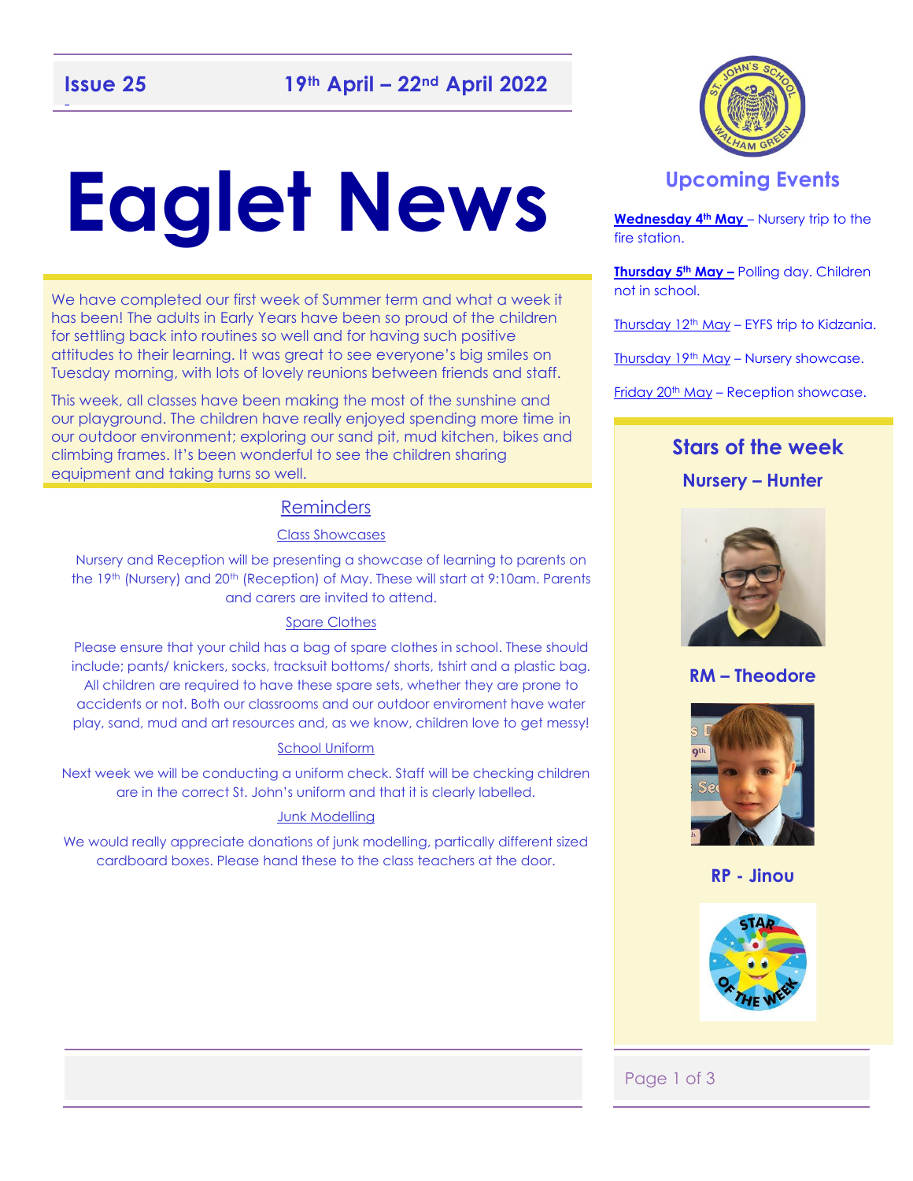**Issue 25** **19th April – 22nd April 2022**

# Eaglet News

We have completed our first week of Summer term and what a week it has been! The adults in Early Years have been so proud of the children for settling back into routines so well and for having such positive attitudes to their learning. It was great to see everyone's big smiles on Tuesday morning, with lots of lovely reunions between friends and staff.

This week, all classes have been making the most of the sunshine and our playground. The children have really enjoyed spending more time in our outdoor environment; exploring our sand pit, mud kitchen, bikes and climbing frames. It's been wonderful to see the children sharing equipment and taking turns so well.

## Reminders

### Class Showcases

Nursery and Reception will be presenting a showcase of learning to parents on the 19th (Nursery) and 20th (Reception) of May. These will start at 9:10am. Parents and carers are invited to attend.

### Spare Clothes

Please ensure that your child has a bag of spare clothes in school. These should include; pants/ knickers, socks, tracksuit bottoms/ shorts, tshirt and a plastic bag. All children are required to have these spare sets, whether they are prone to accidents or not. Both our classrooms and our outdoor enviroment have water play, sand, mud and art resources and, as we know, children love to get messy!

### School Uniform

Next week we will be conducting a uniform check. Staff will be checking children are in the correct St. John's uniform and that it is clearly labelled.

### Junk Modelling

We would really appreciate donations of junk modelling, partically different sized cardboard boxes. Please hand these to the class teachers at the door.

## Upcoming Events

**Wednesday 4th May** – Nursery trip to the fire station.

**Thursday 5th May –** Polling day. Children not in school.

Thursday 12th May – EYFS trip to Kidzania.

Thursday 19th May – Nursery showcase.

Friday 20th May – Reception showcase.

## Stars of the week

**Nursery – Hunter**

**RM – Theodore**

**RP - Jinou**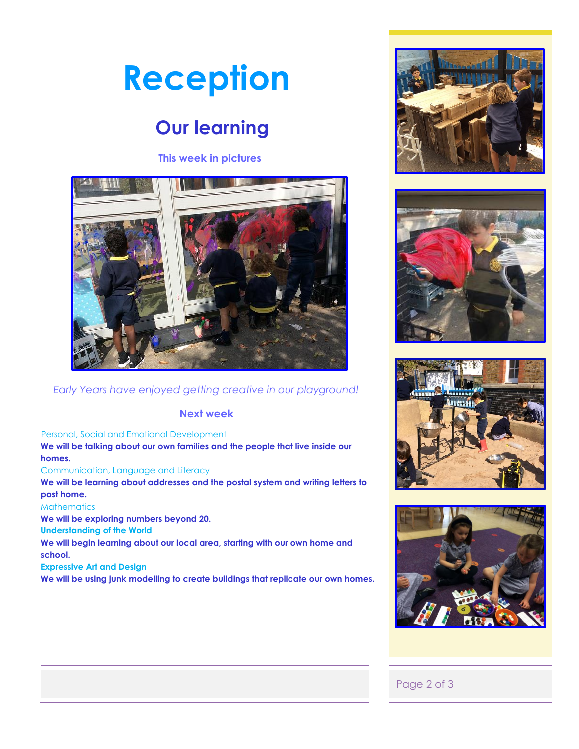# Reception

## Our learning

### This week in pictures

*Early Years have enjoyed getting creative in our playground!*

### Next week

Personal, Social and Emotional Development

**We will be talking about our own families and the people that live inside our homes.**

Communication, Language and Literacy

**We will be learning about addresses and the postal system and writing letters to post home.**

Mathematics

**We will be exploring numbers beyond 20.**

**Understanding of the World**

**We will begin learning about our local area, starting with our own home and school.**

**Expressive Art and Design**

**We will be using junk modelling to create buildings that replicate our own homes.**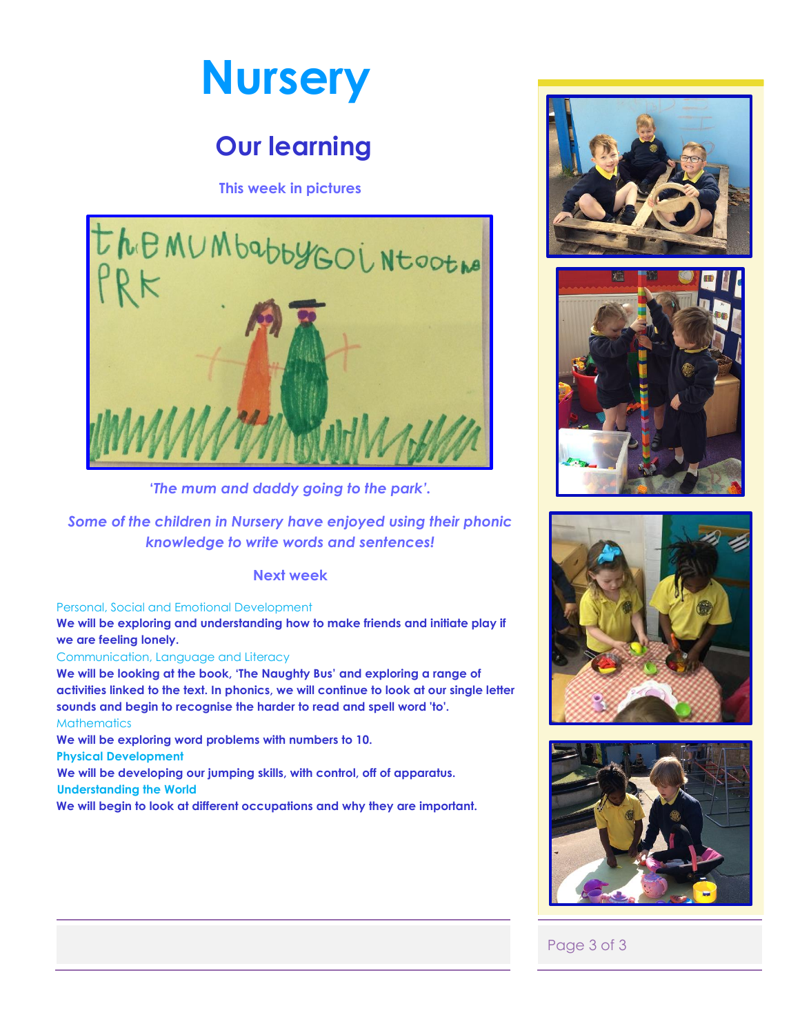# Nursery

## Our learning

### This week in pictures

*'The mum and daddy going to the park'.*

*Some of the children in Nursery have enjoyed using their phonic knowledge to write words and sentences!*

### Next week

Personal, Social and Emotional Development

**We will be exploring and understanding how to make friends and initiate play if we are feeling lonely.**

Communication, Language and Literacy

**We will be looking at the book, 'The Naughty Bus' and exploring a range of activities linked to the text. In phonics, we will continue to look at our single letter sounds and begin to recognise the harder to read and spell word 'to'.**

Mathematics

**We will be exploring word problems with numbers to 10.**

**Physical Development**

**We will be developing our jumping skills, with control, off of apparatus.**

**Understanding the World**

**We will begin to look at different occupations and why they are important.**